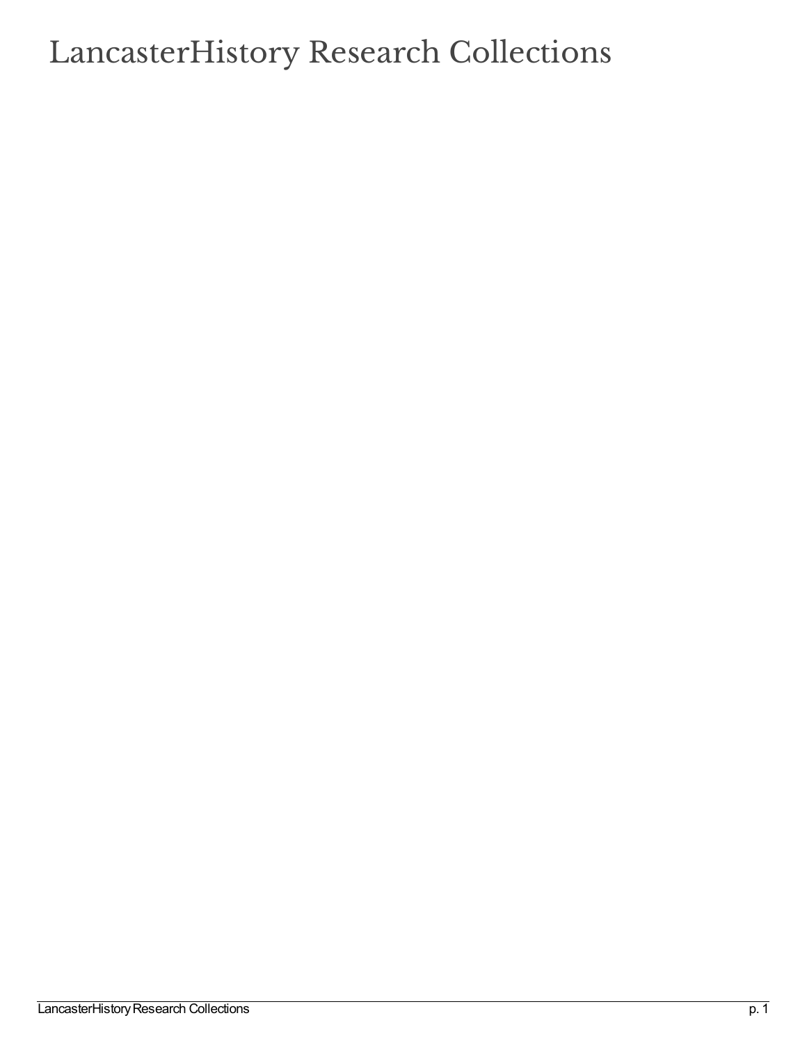# LancasterHistory Research Collections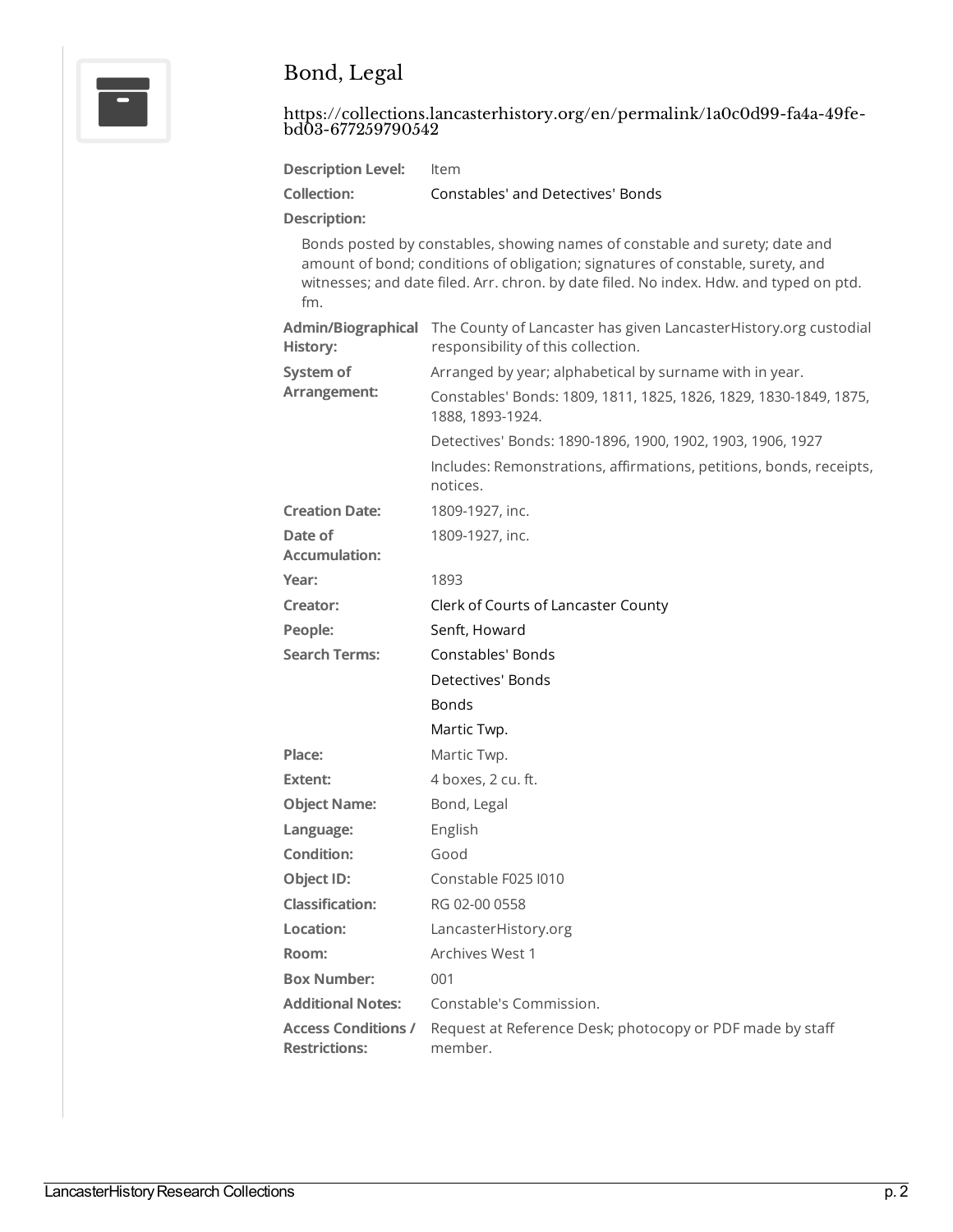# Bond, Legal

https://collections.lancasterhistory.org/en/permalink/1a0c0d99-fa4a-49fe-bd03-677259790542

| | |
|---|---|
| **Description Level:** | Item |
| **Collection:** | Constables' and Detectives' Bonds |
| **Description:** | |

Bonds posted by constables, showing names of constable and surety; date and amount of bond; conditions of obligation; signatures of constable, surety, and witnesses; and date filed. Arr. chron. by date filed. No index. Hdw. and typed on ptd. fm.

| | |
|---|---|
| **Admin/Biographical History:** | The County of Lancaster has given LancasterHistory.org custodial responsibility of this collection. |
| **System of Arrangement:** | Arranged by year; alphabetical by surname with in year.<br>Constables' Bonds: 1809, 1811, 1825, 1826, 1829, 1830-1849, 1875, 1888, 1893-1924.<br>Detectives' Bonds: 1890-1896, 1900, 1902, 1903, 1906, 1927<br>Includes: Remonstrations, affirmations, petitions, bonds, receipts, notices. |
| **Creation Date:** | 1809-1927, inc. |
| **Date of Accumulation:** | 1809-1927, inc. |
| **Year:** | 1893 |
| **Creator:** | Clerk of Courts of Lancaster County |
| **People:** | Senft, Howard |
| **Search Terms:** | Constables' Bonds<br>Detectives' Bonds<br>Bonds<br>Martic Twp. |
| **Place:** | Martic Twp. |
| **Extent:** | 4 boxes, 2 cu. ft. |
| **Object Name:** | Bond, Legal |
| **Language:** | English |
| **Condition:** | Good |
| **Object ID:** | Constable F025 I010 |
| **Classification:** | RG 02-00 0558 |
| **Location:** | LancasterHistory.org |
| **Room:** | Archives West 1 |
| **Box Number:** | 001 |
| **Additional Notes:** | Constable's Commission. |
| **Access Conditions / Restrictions:** | Request at Reference Desk; photocopy or PDF made by staff member. |